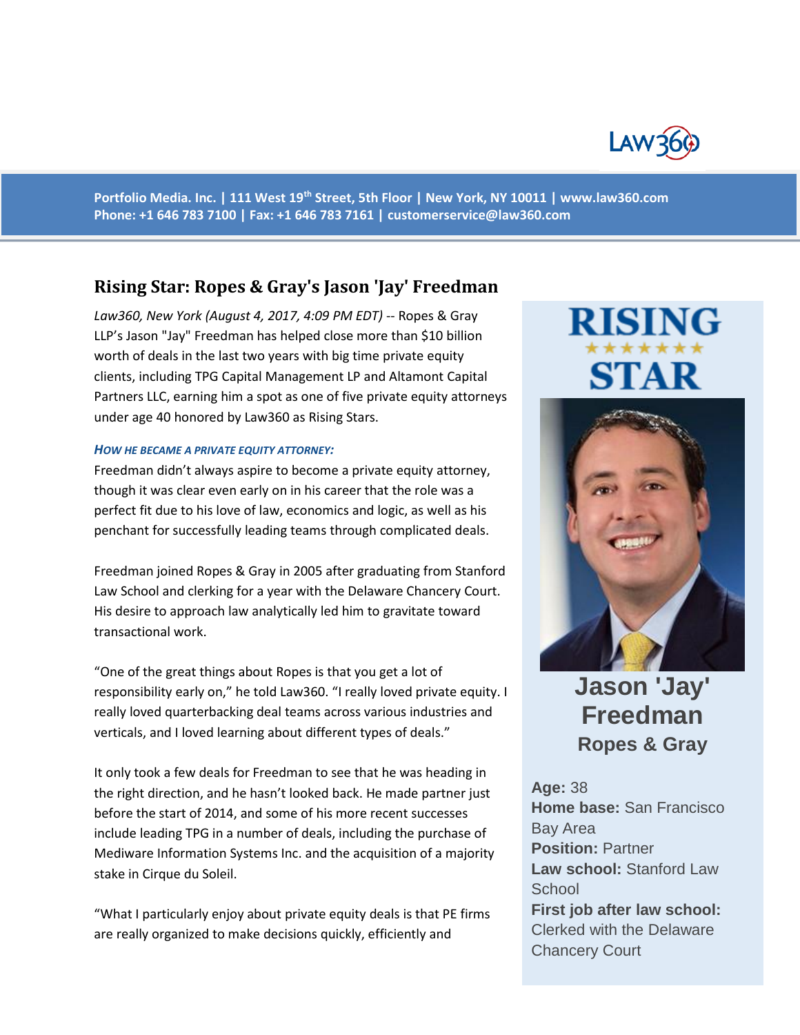Portfolio Media. Inc. | 111 West 19th Street, 5th Floor | New York, NY 10011 | www.law360.com
Phone: +1 646 783 7100 | Fax: +1 646 783 7161 | customerservice@law360.com

# Rising Star: Ropes & Gray's Jason 'Jay' Freedman

*Law360, New York (August 4, 2017, 4:09 PM EDT)* -- Ropes & Gray LLP's Jason "Jay" Freedman has helped close more than $10 billion worth of deals in the last two years with big time private equity clients, including TPG Capital Management LP and Altamont Capital Partners LLC, earning him a spot as one of five private equity attorneys under age 40 honored by Law360 as Rising Stars.

**RISING STAR**

**Jason 'Jay' Freedman**
**Ropes & Gray**

**Age:** 38
**Home base:** San Francisco Bay Area
**Position:** Partner
**Law school:** Stanford Law School
**First job after law school:** Clerked with the Delaware Chancery Court

### *How he became a private equity attorney:*

Freedman didn't always aspire to become a private equity attorney, though it was clear even early on in his career that the role was a perfect fit due to his love of law, economics and logic, as well as his penchant for successfully leading teams through complicated deals.

Freedman joined Ropes & Gray in 2005 after graduating from Stanford Law School and clerking for a year with the Delaware Chancery Court. His desire to approach law analytically led him to gravitate toward transactional work.

"One of the great things about Ropes is that you get a lot of responsibility early on," he told Law360. "I really loved private equity. I really loved quarterbacking deal teams across various industries and verticals, and I loved learning about different types of deals."

It only took a few deals for Freedman to see that he was heading in the right direction, and he hasn't looked back. He made partner just before the start of 2014, and some of his more recent successes include leading TPG in a number of deals, including the purchase of Mediware Information Systems Inc. and the acquisition of a majority stake in Cirque du Soleil.

"What I particularly enjoy about private equity deals is that PE firms are really organized to make decisions quickly, efficiently and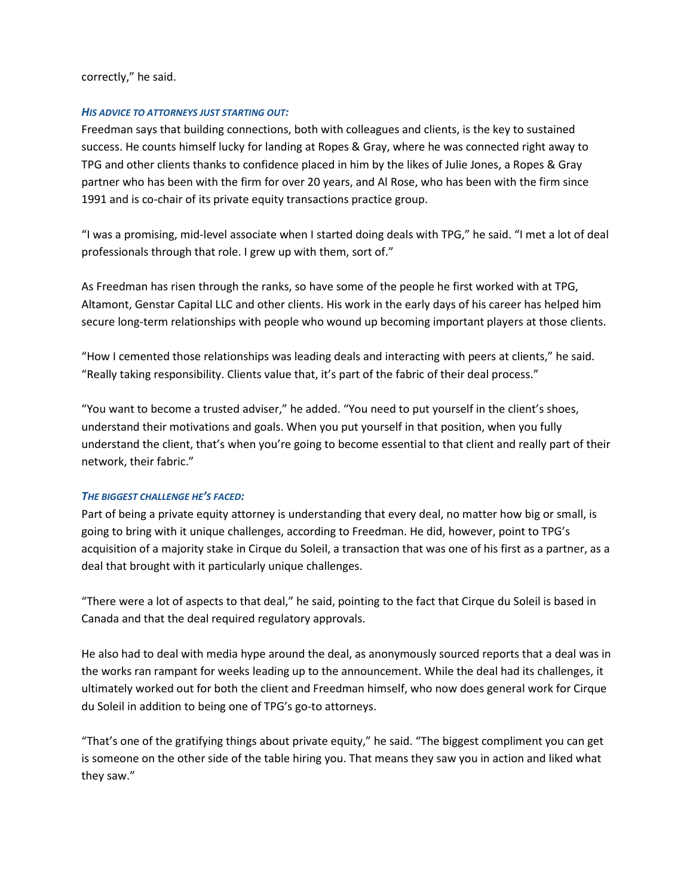correctly," he said.

### *HIS ADVICE TO ATTORNEYS JUST STARTING OUT:*

Freedman says that building connections, both with colleagues and clients, is the key to sustained success. He counts himself lucky for landing at Ropes & Gray, where he was connected right away to TPG and other clients thanks to confidence placed in him by the likes of Julie Jones, a Ropes & Gray partner who has been with the firm for over 20 years, and Al Rose, who has been with the firm since 1991 and is co-chair of its private equity transactions practice group.

"I was a promising, mid-level associate when I started doing deals with TPG," he said. "I met a lot of deal professionals through that role. I grew up with them, sort of."

As Freedman has risen through the ranks, so have some of the people he first worked with at TPG, Altamont, Genstar Capital LLC and other clients. His work in the early days of his career has helped him secure long-term relationships with people who wound up becoming important players at those clients.

"How I cemented those relationships was leading deals and interacting with peers at clients," he said. "Really taking responsibility. Clients value that, it's part of the fabric of their deal process."

"You want to become a trusted adviser," he added. "You need to put yourself in the client's shoes, understand their motivations and goals. When you put yourself in that position, when you fully understand the client, that's when you're going to become essential to that client and really part of their network, their fabric."

### *THE BIGGEST CHALLENGE HE'S FACED:*

Part of being a private equity attorney is understanding that every deal, no matter how big or small, is going to bring with it unique challenges, according to Freedman. He did, however, point to TPG's acquisition of a majority stake in Cirque du Soleil, a transaction that was one of his first as a partner, as a deal that brought with it particularly unique challenges.

"There were a lot of aspects to that deal," he said, pointing to the fact that Cirque du Soleil is based in Canada and that the deal required regulatory approvals.

He also had to deal with media hype around the deal, as anonymously sourced reports that a deal was in the works ran rampant for weeks leading up to the announcement. While the deal had its challenges, it ultimately worked out for both the client and Freedman himself, who now does general work for Cirque du Soleil in addition to being one of TPG's go-to attorneys.

"That's one of the gratifying things about private equity," he said. "The biggest compliment you can get is someone on the other side of the table hiring you. That means they saw you in action and liked what they saw."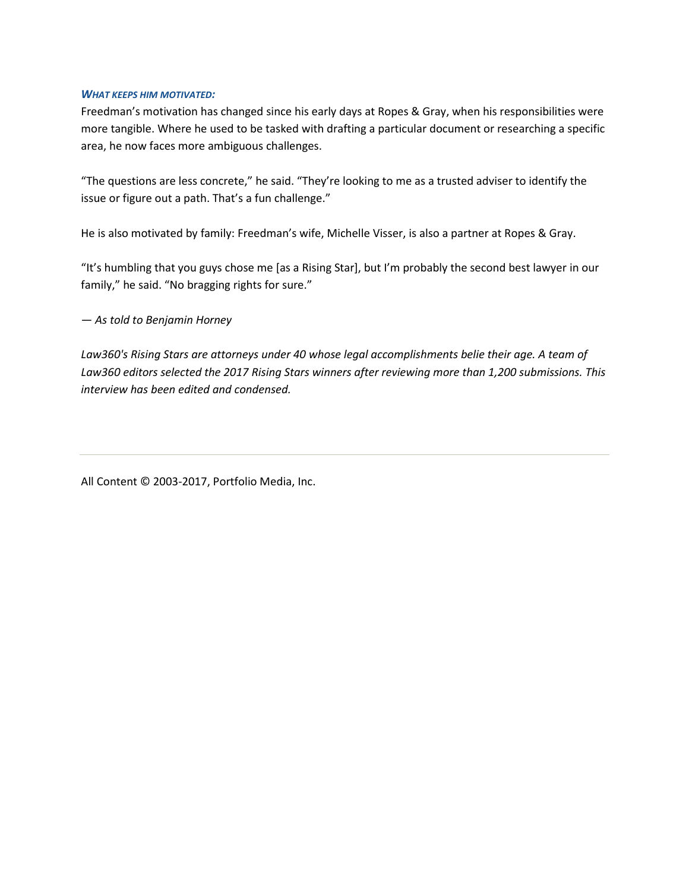***What keeps him motivated:***

Freedman's motivation has changed since his early days at Ropes & Gray, when his responsibilities were more tangible. Where he used to be tasked with drafting a particular document or researching a specific area, he now faces more ambiguous challenges.

"The questions are less concrete," he said. "They're looking to me as a trusted adviser to identify the issue or figure out a path. That's a fun challenge."

He is also motivated by family: Freedman's wife, Michelle Visser, is also a partner at Ropes & Gray.

"It's humbling that you guys chose me [as a Rising Star], but I'm probably the second best lawyer in our family," he said. "No bragging rights for sure."

*— As told to Benjamin Horney*

*Law360's Rising Stars are attorneys under 40 whose legal accomplishments belie their age. A team of Law360 editors selected the 2017 Rising Stars winners after reviewing more than 1,200 submissions. This interview has been edited and condensed.*

---

All Content © 2003-2017, Portfolio Media, Inc.